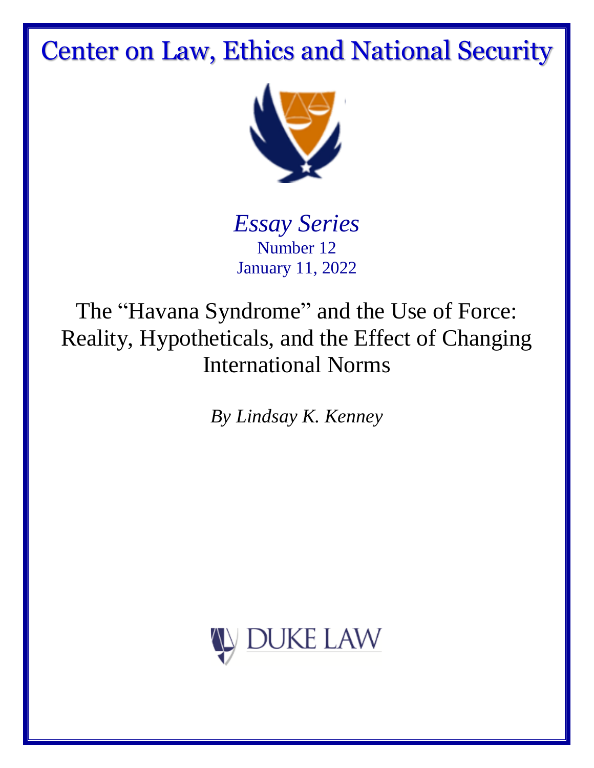# Center on Law, Ethics and National Security

*Essay Series*
Number 12
January 11, 2022

## The "Havana Syndrome" and the Use of Force: Reality, Hypotheticals, and the Effect of Changing International Norms

*By Lindsay K. Kenney*

DUKE LAW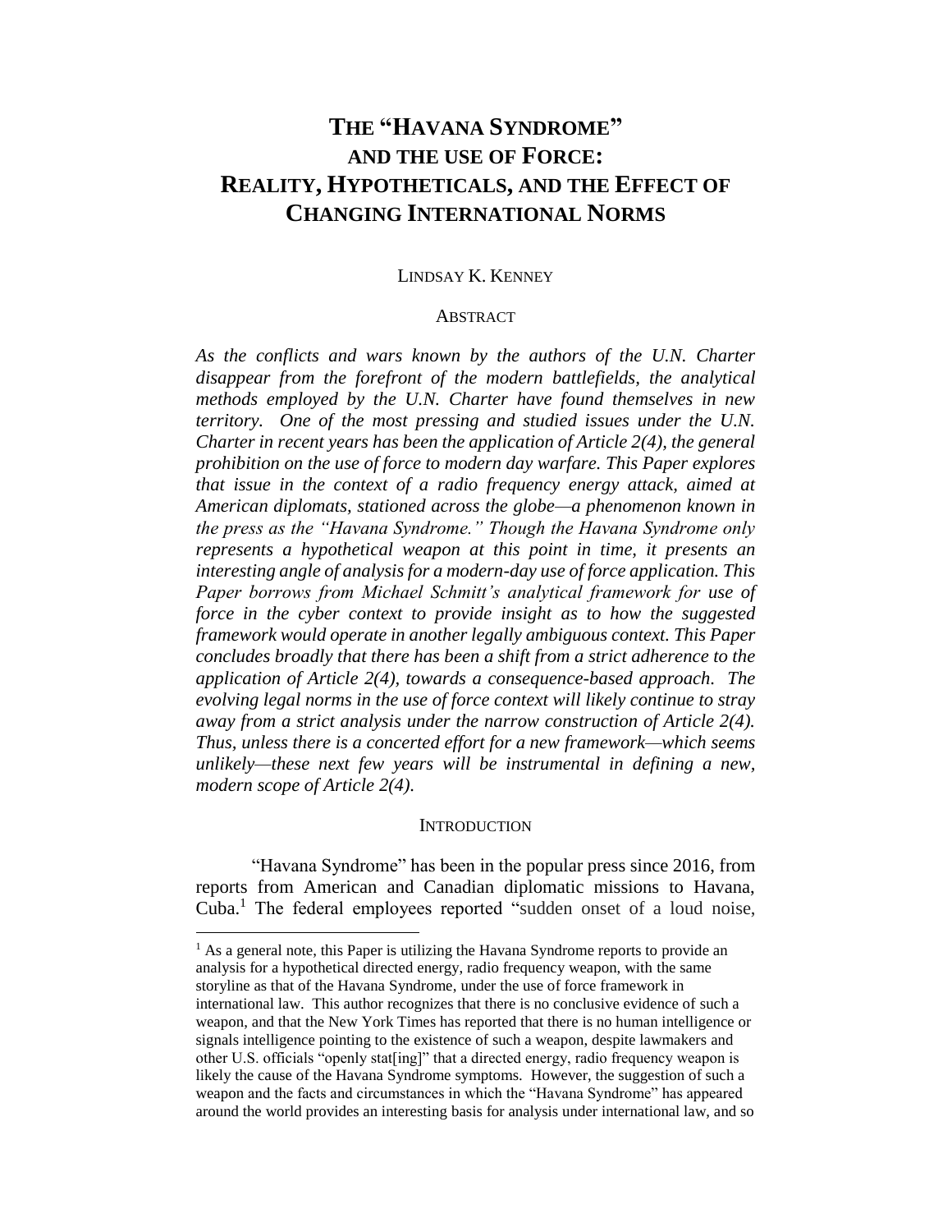# THE "HAVANA SYNDROME" AND THE USE OF FORCE: REALITY, HYPOTHETICALS, AND THE EFFECT OF CHANGING INTERNATIONAL NORMS

LINDSAY K. KENNEY

ABSTRACT

*As the conflicts and wars known by the authors of the U.N. Charter disappear from the forefront of the modern battlefields, the analytical methods employed by the U.N. Charter have found themselves in new territory. One of the most pressing and studied issues under the U.N. Charter in recent years has been the application of Article 2(4), the general prohibition on the use of force to modern day warfare. This Paper explores that issue in the context of a radio frequency energy attack, aimed at American diplomats, stationed across the globe—a phenomenon known in the press as the "Havana Syndrome." Though the Havana Syndrome only represents a hypothetical weapon at this point in time, it presents an interesting angle of analysis for a modern-day use of force application. This Paper borrows from Michael Schmitt's analytical framework for use of force in the cyber context to provide insight as to how the suggested framework would operate in another legally ambiguous context. This Paper concludes broadly that there has been a shift from a strict adherence to the application of Article 2(4), towards a consequence-based approach. The evolving legal norms in the use of force context will likely continue to stray away from a strict analysis under the narrow construction of Article 2(4). Thus, unless there is a concerted effort for a new framework—which seems unlikely—these next few years will be instrumental in defining a new, modern scope of Article 2(4).*

INTRODUCTION

"Havana Syndrome" has been in the popular press since 2016, from reports from American and Canadian diplomatic missions to Havana, Cuba.[1] The federal employees reported "sudden onset of a loud noise,

[1] As a general note, this Paper is utilizing the Havana Syndrome reports to provide an analysis for a hypothetical directed energy, radio frequency weapon, with the same storyline as that of the Havana Syndrome, under the use of force framework in international law. This author recognizes that there is no conclusive evidence of such a weapon, and that the New York Times has reported that there is no human intelligence or signals intelligence pointing to the existence of such a weapon, despite lawmakers and other U.S. officials "openly stat[ing]" that a directed energy, radio frequency weapon is likely the cause of the Havana Syndrome symptoms. However, the suggestion of such a weapon and the facts and circumstances in which the "Havana Syndrome" has appeared around the world provides an interesting basis for analysis under international law, and so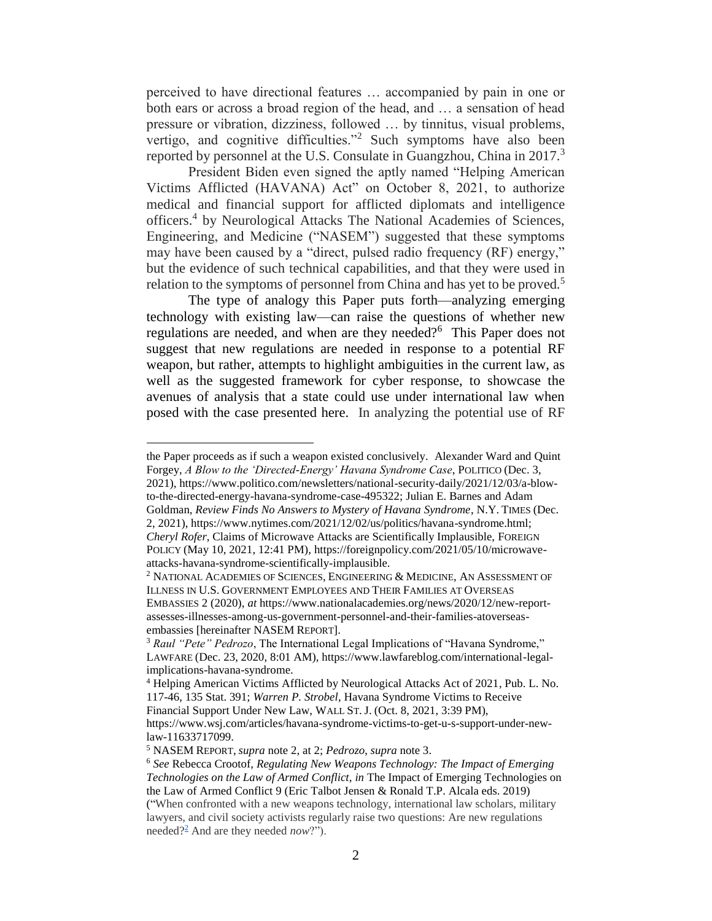perceived to have directional features … accompanied by pain in one or both ears or across a broad region of the head, and … a sensation of head pressure or vibration, dizziness, followed … by tinnitus, visual problems, vertigo, and cognitive difficulties."[2] Such symptoms have also been reported by personnel at the U.S. Consulate in Guangzhou, China in 2017.[3]

President Biden even signed the aptly named "Helping American Victims Afflicted (HAVANA) Act" on October 8, 2021, to authorize medical and financial support for afflicted diplomats and intelligence officers.[4] by Neurological Attacks The National Academies of Sciences, Engineering, and Medicine ("NASEM") suggested that these symptoms may have been caused by a "direct, pulsed radio frequency (RF) energy," but the evidence of such technical capabilities, and that they were used in relation to the symptoms of personnel from China and has yet to be proved.[5]

The type of analogy this Paper puts forth—analyzing emerging technology with existing law—can raise the questions of whether new regulations are needed, and when are they needed?[6] This Paper does not suggest that new regulations are needed in response to a potential RF weapon, but rather, attempts to highlight ambiguities in the current law, as well as the suggested framework for cyber response, to showcase the avenues of analysis that a state could use under international law when posed with the case presented here. In analyzing the potential use of RF

---

the Paper proceeds as if such a weapon existed conclusively. Alexander Ward and Quint Forgey, *A Blow to the 'Directed-Energy' Havana Syndrome Case*, POLITICO (Dec. 3, 2021), https://www.politico.com/newsletters/national-security-daily/2021/12/03/a-blow-to-the-directed-energy-havana-syndrome-case-495322; Julian E. Barnes and Adam Goldman, *Review Finds No Answers to Mystery of Havana Syndrome*, N.Y. TIMES (Dec. 2, 2021), https://www.nytimes.com/2021/12/02/us/politics/havana-syndrome.html; *Cheryl Rofer*, Claims of Microwave Attacks are Scientifically Implausible, FOREIGN POLICY (May 10, 2021, 12:41 PM), https://foreignpolicy.com/2021/05/10/microwave-attacks-havana-syndrome-scientifically-implausible.

[2] NATIONAL ACADEMIES OF SCIENCES, ENGINEERING & MEDICINE, AN ASSESSMENT OF ILLNESS IN U.S. GOVERNMENT EMPLOYEES AND THEIR FAMILIES AT OVERSEAS EMBASSIES 2 (2020), *at* https://www.nationalacademies.org/news/2020/12/new-report-assesses-illnesses-among-us-government-personnel-and-their-families-atoverseas-embassies [hereinafter NASEM REPORT].

[3] *Raul "Pete" Pedrozo*, The International Legal Implications of "Havana Syndrome," LAWFARE (Dec. 23, 2020, 8:01 AM), https://www.lawfareblog.com/international-legal-implications-havana-syndrome.

[4] Helping American Victims Afflicted by Neurological Attacks Act of 2021, Pub. L. No. 117-46, 135 Stat. 391; *Warren P. Strobel*, Havana Syndrome Victims to Receive Financial Support Under New Law, WALL ST. J. (Oct. 8, 2021, 3:39 PM), https://www.wsj.com/articles/havana-syndrome-victims-to-get-u-s-support-under-new-law-11633717099.

[5] NASEM REPORT, *supra* note 2, at 2; *Pedrozo*, *supra* note 3.

[6] *See* Rebecca Crootof, *Regulating New Weapons Technology: The Impact of Emerging Technologies on the Law of Armed Conflict*, *in* The Impact of Emerging Technologies on the Law of Armed Conflict 9 (Eric Talbot Jensen & Ronald T.P. Alcala eds. 2019) ("When confronted with a new weapons technology, international law scholars, military lawyers, and civil society activists regularly raise two questions: Are new regulations needed?[2] And are they needed *now*?").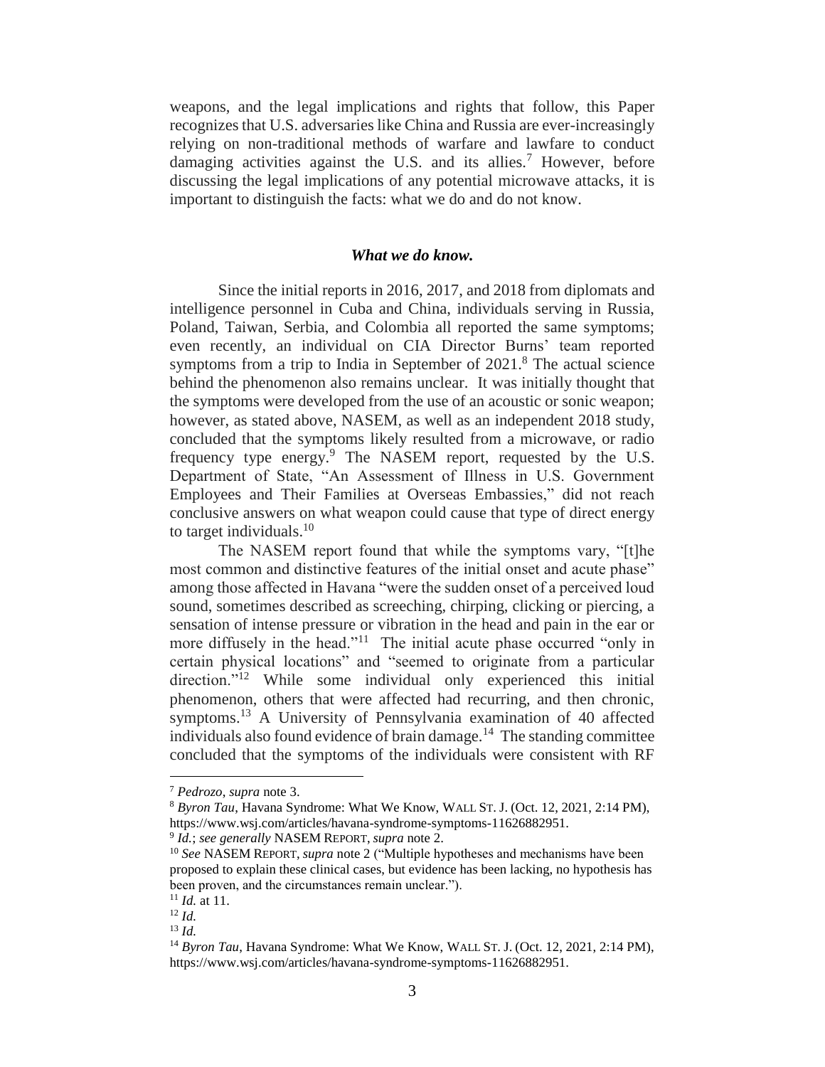weapons, and the legal implications and rights that follow, this Paper recognizes that U.S. adversaries like China and Russia are ever-increasingly relying on non-traditional methods of warfare and lawfare to conduct damaging activities against the U.S. and its allies.[7] However, before discussing the legal implications of any potential microwave attacks, it is important to distinguish the facts: what we do and do not know.

### *What we do know.*

Since the initial reports in 2016, 2017, and 2018 from diplomats and intelligence personnel in Cuba and China, individuals serving in Russia, Poland, Taiwan, Serbia, and Colombia all reported the same symptoms; even recently, an individual on CIA Director Burns' team reported symptoms from a trip to India in September of 2021.[8] The actual science behind the phenomenon also remains unclear. It was initially thought that the symptoms were developed from the use of an acoustic or sonic weapon; however, as stated above, NASEM, as well as an independent 2018 study, concluded that the symptoms likely resulted from a microwave, or radio frequency type energy.[9] The NASEM report, requested by the U.S. Department of State, "An Assessment of Illness in U.S. Government Employees and Their Families at Overseas Embassies," did not reach conclusive answers on what weapon could cause that type of direct energy to target individuals.[10]

The NASEM report found that while the symptoms vary, "[t]he most common and distinctive features of the initial onset and acute phase" among those affected in Havana "were the sudden onset of a perceived loud sound, sometimes described as screeching, chirping, clicking or piercing, a sensation of intense pressure or vibration in the head and pain in the ear or more diffusely in the head."[11] The initial acute phase occurred "only in certain physical locations" and "seemed to originate from a particular direction."[12] While some individual only experienced this initial phenomenon, others that were affected had recurring, and then chronic, symptoms.[13] A University of Pennsylvania examination of 40 affected individuals also found evidence of brain damage.[14] The standing committee concluded that the symptoms of the individuals were consistent with RF

---

[7] *Pedrozo*, *supra* note 3.

[8] *Byron Tau*, Havana Syndrome: What We Know, WALL ST. J. (Oct. 12, 2021, 2:14 PM), https://www.wsj.com/articles/havana-syndrome-symptoms-11626882951.

[9] *Id.*; *see generally* NASEM REPORT, *supra* note 2.

[10] *See* NASEM REPORT, *supra* note 2 ("Multiple hypotheses and mechanisms have been proposed to explain these clinical cases, but evidence has been lacking, no hypothesis has been proven, and the circumstances remain unclear.").

[11] *Id.* at 11.

[12] *Id.*

[13] *Id.*

[14] *Byron Tau*, Havana Syndrome: What We Know, WALL ST. J. (Oct. 12, 2021, 2:14 PM), https://www.wsj.com/articles/havana-syndrome-symptoms-11626882951.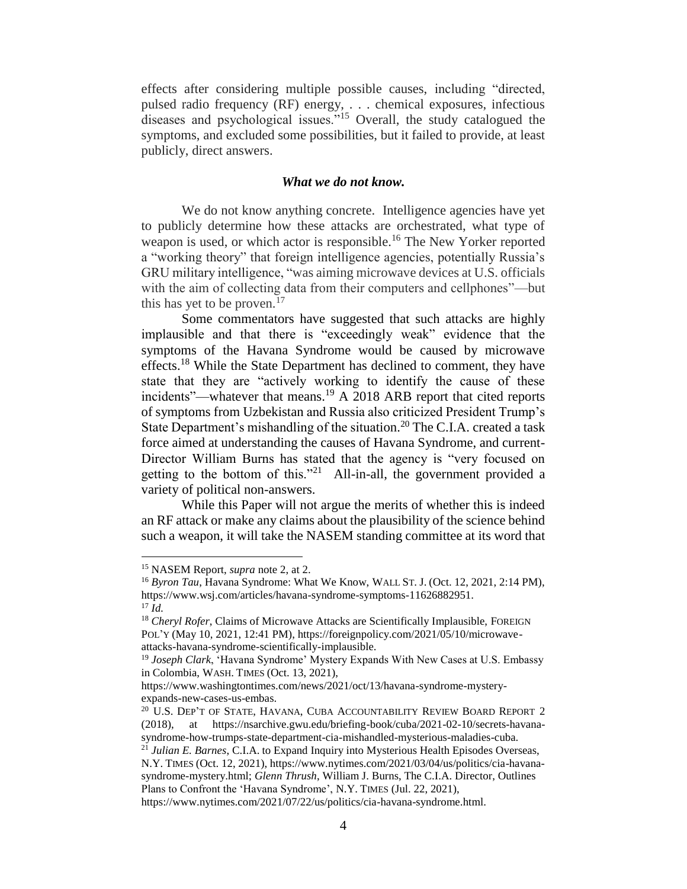effects after considering multiple possible causes, including "directed, pulsed radio frequency (RF) energy, . . . chemical exposures, infectious diseases and psychological issues."[15] Overall, the study catalogued the symptoms, and excluded some possibilities, but it failed to provide, at least publicly, direct answers.

### *What we do not know.*

We do not know anything concrete. Intelligence agencies have yet to publicly determine how these attacks are orchestrated, what type of weapon is used, or which actor is responsible.[16] The New Yorker reported a "working theory" that foreign intelligence agencies, potentially Russia's GRU military intelligence, "was aiming microwave devices at U.S. officials with the aim of collecting data from their computers and cellphones"—but this has yet to be proven.[17]

Some commentators have suggested that such attacks are highly implausible and that there is "exceedingly weak" evidence that the symptoms of the Havana Syndrome would be caused by microwave effects.[18] While the State Department has declined to comment, they have state that they are "actively working to identify the cause of these incidents"—whatever that means.[19] A 2018 ARB report that cited reports of symptoms from Uzbekistan and Russia also criticized President Trump's State Department's mishandling of the situation.[20] The C.I.A. created a task force aimed at understanding the causes of Havana Syndrome, and current-Director William Burns has stated that the agency is "very focused on getting to the bottom of this."[21] All-in-all, the government provided a variety of political non-answers.

While this Paper will not argue the merits of whether this is indeed an RF attack or make any claims about the plausibility of the science behind such a weapon, it will take the NASEM standing committee at its word that

---

[15] NASEM Report, *supra* note 2, at 2.

[16] *Byron Tau*, Havana Syndrome: What We Know, WALL ST. J. (Oct. 12, 2021, 2:14 PM), https://www.wsj.com/articles/havana-syndrome-symptoms-11626882951.

[17] *Id.*

[18] *Cheryl Rofer*, Claims of Microwave Attacks are Scientifically Implausible, FOREIGN POL'Y (May 10, 2021, 12:41 PM), https://foreignpolicy.com/2021/05/10/microwave-attacks-havana-syndrome-scientifically-implausible.

[19] *Joseph Clark*, 'Havana Syndrome' Mystery Expands With New Cases at U.S. Embassy in Colombia, WASH. TIMES (Oct. 13, 2021), https://www.washingtontimes.com/news/2021/oct/13/havana-syndrome-mystery-expands-new-cases-us-embas.

[20] U.S. DEP'T OF STATE, HAVANA, CUBA ACCOUNTABILITY REVIEW BOARD REPORT 2 (2018), at https://nsarchive.gwu.edu/briefing-book/cuba/2021-02-10/secrets-havana-syndrome-how-trumps-state-department-cia-mishandled-mysterious-maladies-cuba.

[21] *Julian E. Barnes*, C.I.A. to Expand Inquiry into Mysterious Health Episodes Overseas, N.Y. TIMES (Oct. 12, 2021), https://www.nytimes.com/2021/03/04/us/politics/cia-havana-syndrome-mystery.html; *Glenn Thrush*, William J. Burns, The C.I.A. Director, Outlines Plans to Confront the 'Havana Syndrome', N.Y. TIMES (Jul. 22, 2021), https://www.nytimes.com/2021/07/22/us/politics/cia-havana-syndrome.html.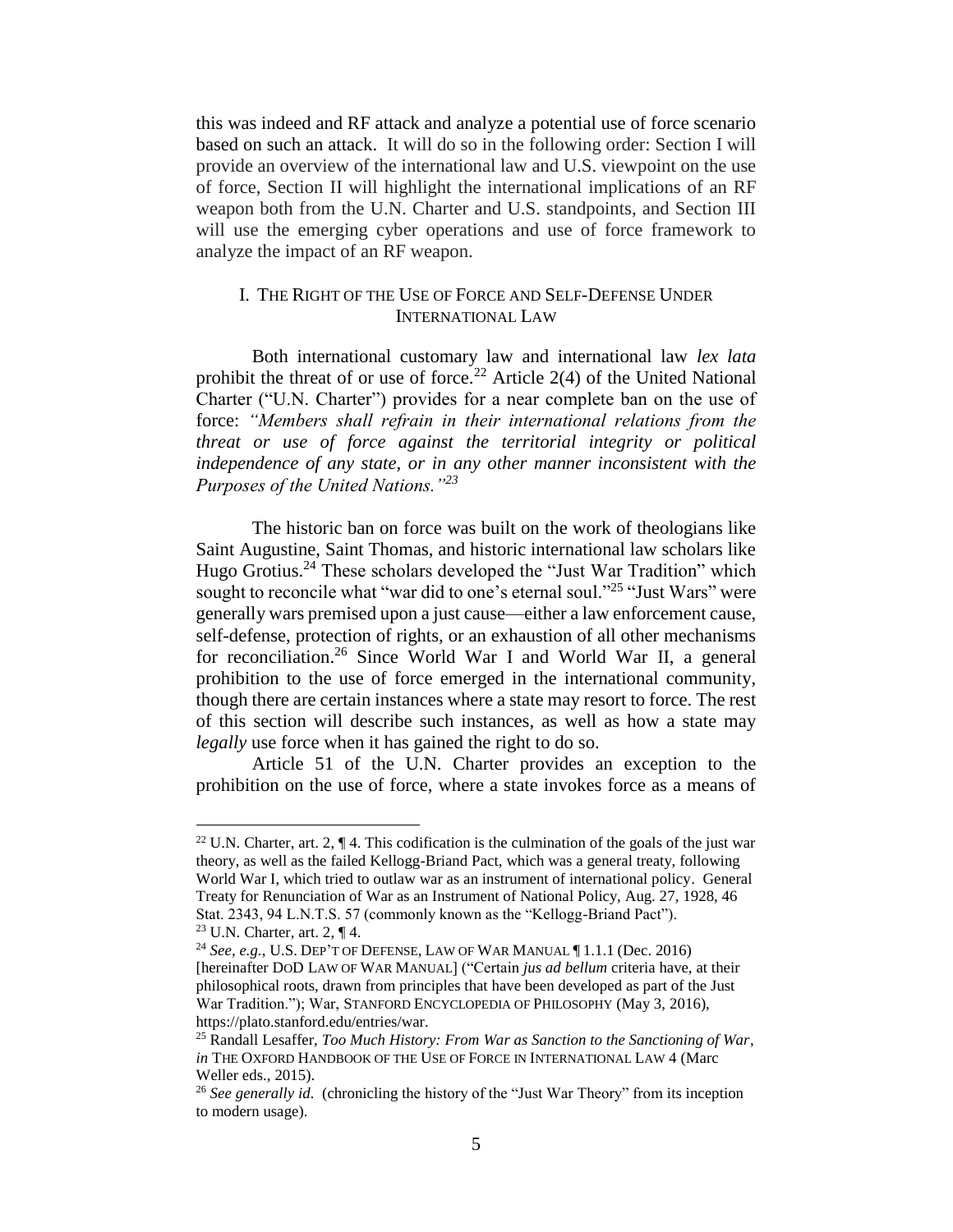this was indeed and RF attack and analyze a potential use of force scenario based on such an attack. It will do so in the following order: Section I will provide an overview of the international law and U.S. viewpoint on the use of force, Section II will highlight the international implications of an RF weapon both from the U.N. Charter and U.S. standpoints, and Section III will use the emerging cyber operations and use of force framework to analyze the impact of an RF weapon.

## I. The Right of the Use of Force and Self-Defense Under International Law

Both international customary law and international law *lex lata* prohibit the threat of or use of force.[22] Article 2(4) of the United National Charter ("U.N. Charter") provides for a near complete ban on the use of force: *"Members shall refrain in their international relations from the threat or use of force against the territorial integrity or political independence of any state, or in any other manner inconsistent with the Purposes of the United Nations."*[23]

The historic ban on force was built on the work of theologians like Saint Augustine, Saint Thomas, and historic international law scholars like Hugo Grotius.[24] These scholars developed the "Just War Tradition" which sought to reconcile what "war did to one's eternal soul."[25] "Just Wars" were generally wars premised upon a just cause—either a law enforcement cause, self-defense, protection of rights, or an exhaustion of all other mechanisms for reconciliation.[26] Since World War I and World War II, a general prohibition to the use of force emerged in the international community, though there are certain instances where a state may resort to force. The rest of this section will describe such instances, as well as how a state may *legally* use force when it has gained the right to do so.

Article 51 of the U.N. Charter provides an exception to the prohibition on the use of force, where a state invokes force as a means of

---

[22] U.N. Charter, art. 2, ¶ 4. This codification is the culmination of the goals of the just war theory, as well as the failed Kellogg-Briand Pact, which was a general treaty, following World War I, which tried to outlaw war as an instrument of international policy. General Treaty for Renunciation of War as an Instrument of National Policy, Aug. 27, 1928, 46 Stat. 2343, 94 L.N.T.S. 57 (commonly known as the "Kellogg-Briand Pact").

[23] U.N. Charter, art. 2, ¶ 4.

[24] *See, e.g.*, U.S. DEP'T OF DEFENSE, LAW OF WAR MANUAL ¶ 1.1.1 (Dec. 2016) [hereinafter DOD LAW OF WAR MANUAL] ("Certain *jus ad bellum* criteria have, at their philosophical roots, drawn from principles that have been developed as part of the Just War Tradition."); War, STANFORD ENCYCLOPEDIA OF PHILOSOPHY (May 3, 2016), https://plato.stanford.edu/entries/war.

[25] Randall Lesaffer, *Too Much History: From War as Sanction to the Sanctioning of War*, *in* THE OXFORD HANDBOOK OF THE USE OF FORCE IN INTERNATIONAL LAW 4 (Marc Weller eds., 2015).

[26] *See generally id.* (chronicling the history of the "Just War Theory" from its inception to modern usage).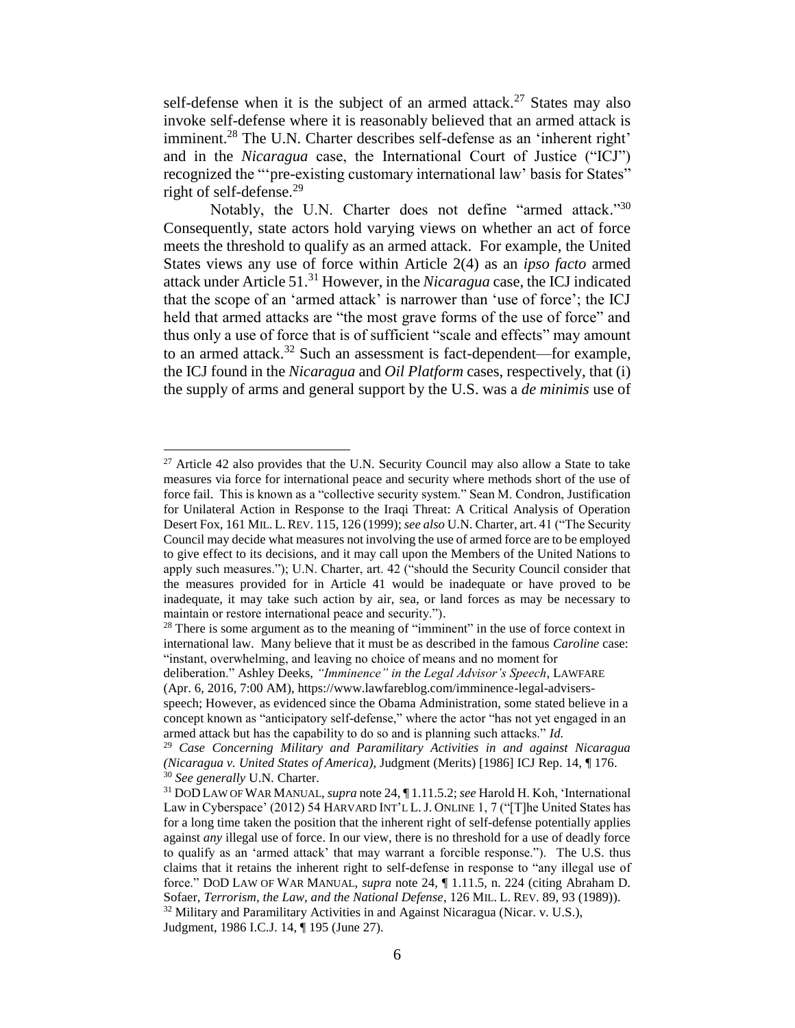self-defense when it is the subject of an armed attack.[27] States may also invoke self-defense where it is reasonably believed that an armed attack is imminent.[28] The U.N. Charter describes self-defense as an 'inherent right' and in the *Nicaragua* case, the International Court of Justice ("ICJ") recognized the "'pre-existing customary international law' basis for States" right of self-defense.[29]

Notably, the U.N. Charter does not define "armed attack."[30] Consequently, state actors hold varying views on whether an act of force meets the threshold to qualify as an armed attack. For example, the United States views any use of force within Article 2(4) as an *ipso facto* armed attack under Article 51.[31] However, in the *Nicaragua* case, the ICJ indicated that the scope of an 'armed attack' is narrower than 'use of force'; the ICJ held that armed attacks are "the most grave forms of the use of force" and thus only a use of force that is of sufficient "scale and effects" may amount to an armed attack.[32] Such an assessment is fact-dependent—for example, the ICJ found in the *Nicaragua* and *Oil Platform* cases, respectively, that (i) the supply of arms and general support by the U.S. was a *de minimis* use of

---

[27] Article 42 also provides that the U.N. Security Council may also allow a State to take measures via force for international peace and security where methods short of the use of force fail. This is known as a "collective security system." Sean M. Condron, Justification for Unilateral Action in Response to the Iraqi Threat: A Critical Analysis of Operation Desert Fox, 161 MIL. L. REV. 115, 126 (1999); *see also* U.N. Charter, art. 41 ("The Security Council may decide what measures not involving the use of armed force are to be employed to give effect to its decisions, and it may call upon the Members of the United Nations to apply such measures."); U.N. Charter, art. 42 ("should the Security Council consider that the measures provided for in Article 41 would be inadequate or have proved to be inadequate, it may take such action by air, sea, or land forces as may be necessary to maintain or restore international peace and security.").

[28] There is some argument as to the meaning of "imminent" in the use of force context in international law. Many believe that it must be as described in the famous *Caroline* case: "instant, overwhelming, and leaving no choice of means and no moment for deliberation." Ashley Deeks, *"Imminence" in the Legal Advisor's Speech*, LAWFARE (Apr. 6, 2016, 7:00 AM), https://www.lawfareblog.com/imminence-legal-advisers-speech; However, as evidenced since the Obama Administration, some stated believe in a concept known as "anticipatory self-defense," where the actor "has not yet engaged in an armed attack but has the capability to do so and is planning such attacks." *Id.*

[29] *Case Concerning Military and Paramilitary Activities in and against Nicaragua (Nicaragua v. United States of America)*, Judgment (Merits) [1986] ICJ Rep. 14, ¶ 176.

[30] *See generally* U.N. Charter.

[31] DOD LAW OF WAR MANUAL, *supra* note 24, ¶ 1.11.5.2; *see* Harold H. Koh, 'International Law in Cyberspace' (2012) 54 HARVARD INT'L L. J. ONLINE 1, 7 ("[T]he United States has for a long time taken the position that the inherent right of self-defense potentially applies against *any* illegal use of force. In our view, there is no threshold for a use of deadly force to qualify as an 'armed attack' that may warrant a forcible response."). The U.S. thus claims that it retains the inherent right to self-defense in response to "any illegal use of force." DOD LAW OF WAR MANUAL, *supra* note 24, ¶ 1.11.5, n. 224 (citing Abraham D. Sofaer, *Terrorism, the Law, and the National Defense*, 126 MIL. L. REV. 89, 93 (1989)).

[32] Military and Paramilitary Activities in and Against Nicaragua (Nicar. v. U.S.), Judgment, 1986 I.C.J. 14, ¶ 195 (June 27).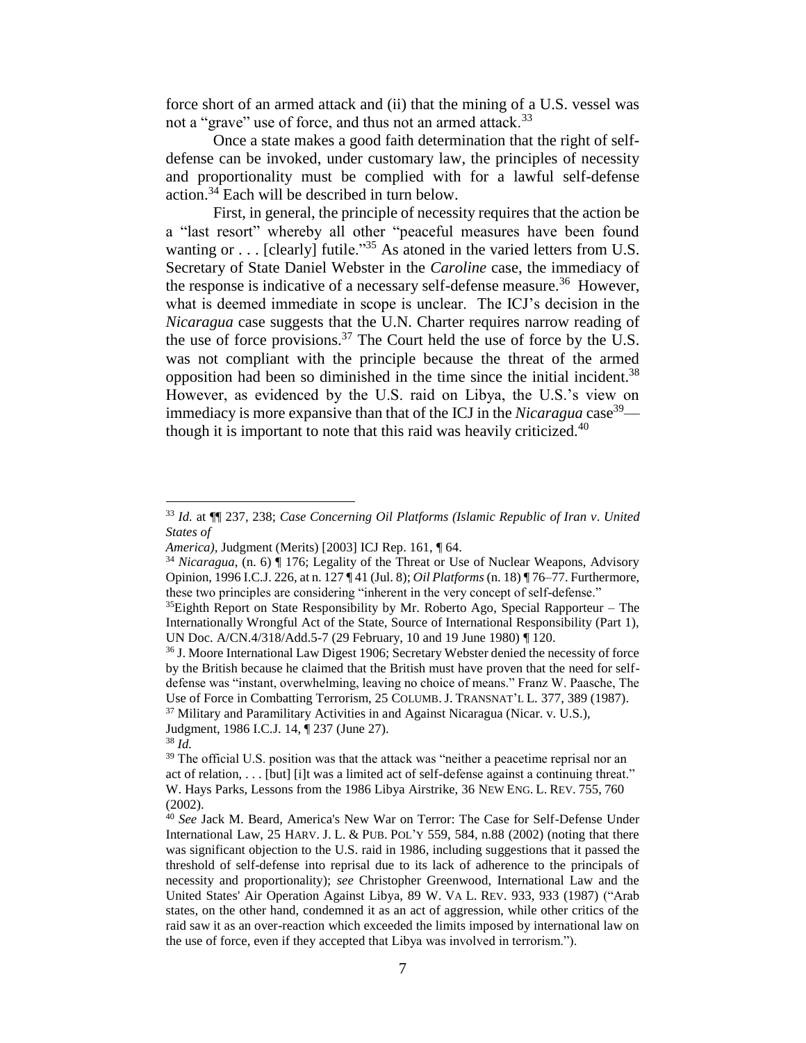force short of an armed attack and (ii) that the mining of a U.S. vessel was not a "grave" use of force, and thus not an armed attack.[33]

Once a state makes a good faith determination that the right of self-defense can be invoked, under customary law, the principles of necessity and proportionality must be complied with for a lawful self-defense action.[34] Each will be described in turn below.

First, in general, the principle of necessity requires that the action be a "last resort" whereby all other "peaceful measures have been found wanting or . . . [clearly] futile."[35] As atoned in the varied letters from U.S. Secretary of State Daniel Webster in the *Caroline* case, the immediacy of the response is indicative of a necessary self-defense measure.[36] However, what is deemed immediate in scope is unclear. The ICJ's decision in the *Nicaragua* case suggests that the U.N. Charter requires narrow reading of the use of force provisions.[37] The Court held the use of force by the U.S. was not compliant with the principle because the threat of the armed opposition had been so diminished in the time since the initial incident.[38] However, as evidenced by the U.S. raid on Libya, the U.S.'s view on immediacy is more expansive than that of the ICJ in the *Nicaragua* case[39]—though it is important to note that this raid was heavily criticized.[40]

---

[33] *Id.* at ¶¶ 237, 238; *Case Concerning Oil Platforms (Islamic Republic of Iran v. United States of America)*, Judgment (Merits) [2003] ICJ Rep. 161, ¶ 64.

[34] *Nicaragua*, (n. 6) ¶ 176; Legality of the Threat or Use of Nuclear Weapons, Advisory Opinion, 1996 I.C.J. 226, at n. 127 ¶ 41 (Jul. 8); *Oil Platforms* (n. 18) ¶ 76–77. Furthermore, these two principles are considering "inherent in the very concept of self-defense."

[35] Eighth Report on State Responsibility by Mr. Roberto Ago, Special Rapporteur – The Internationally Wrongful Act of the State, Source of International Responsibility (Part 1), UN Doc. A/CN.4/318/Add.5-7 (29 February, 10 and 19 June 1980) ¶ 120.

[36] J. Moore International Law Digest 1906; Secretary Webster denied the necessity of force by the British because he claimed that the British must have proven that the need for self-defense was "instant, overwhelming, leaving no choice of means." Franz W. Paasche, The Use of Force in Combatting Terrorism, 25 COLUMB. J. TRANSNAT'L L. 377, 389 (1987).

[37] Military and Paramilitary Activities in and Against Nicaragua (Nicar. v. U.S.), Judgment, 1986 I.C.J. 14, ¶ 237 (June 27).

[38] *Id.*

[39] The official U.S. position was that the attack was "neither a peacetime reprisal nor an act of relation, . . . [but] [i]t was a limited act of self-defense against a continuing threat." W. Hays Parks, Lessons from the 1986 Libya Airstrike, 36 NEW ENG. L. REV. 755, 760 (2002).

[40] *See* Jack M. Beard, America's New War on Terror: The Case for Self-Defense Under International Law, 25 HARV. J. L. & PUB. POL'Y 559, 584, n.88 (2002) (noting that there was significant objection to the U.S. raid in 1986, including suggestions that it passed the threshold of self-defense into reprisal due to its lack of adherence to the principals of necessity and proportionality); *see* Christopher Greenwood, International Law and the United States' Air Operation Against Libya, 89 W. VA L. REV. 933, 933 (1987) ("Arab states, on the other hand, condemned it as an act of aggression, while other critics of the raid saw it as an over-reaction which exceeded the limits imposed by international law on the use of force, even if they accepted that Libya was involved in terrorism.").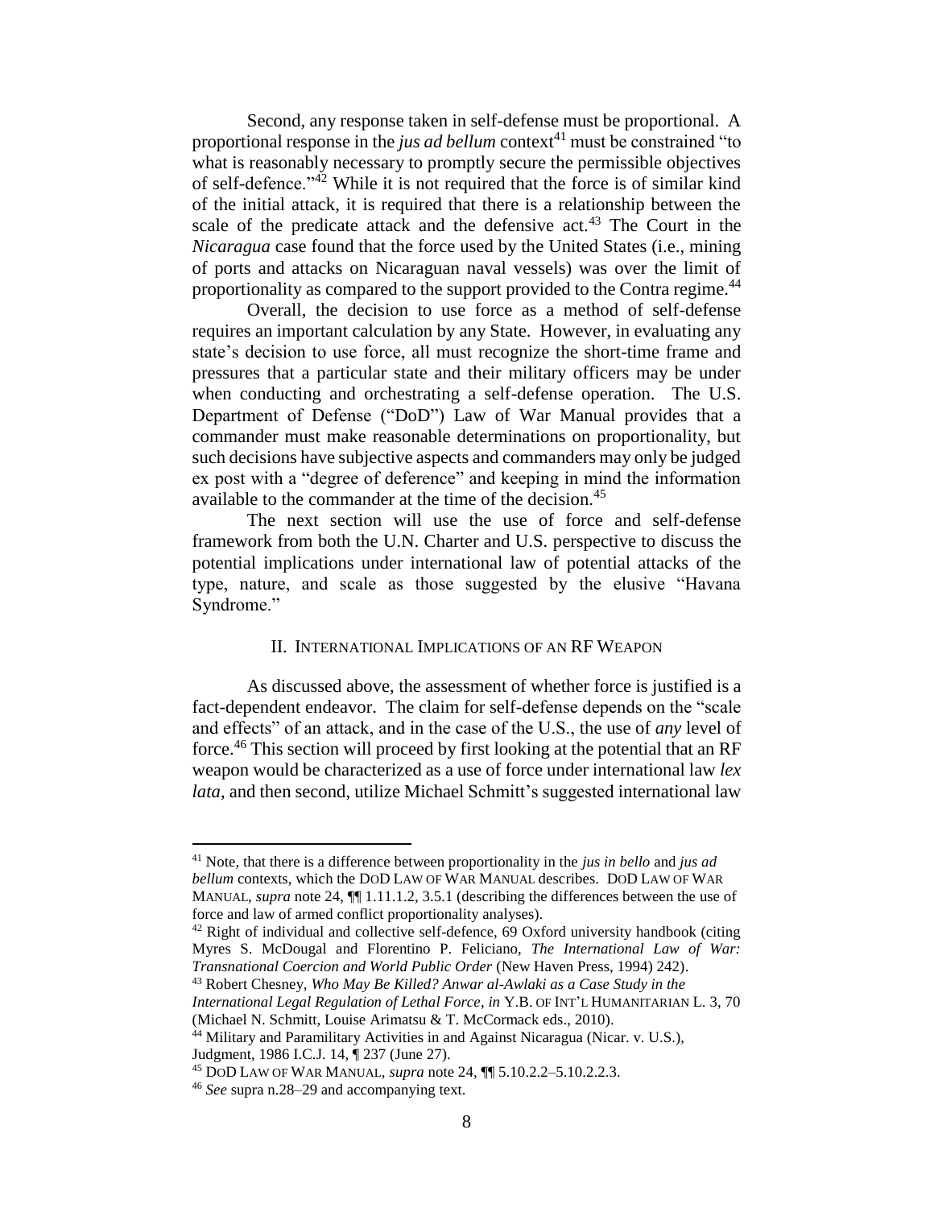Second, any response taken in self-defense must be proportional. A proportional response in the *jus ad bellum* context[41] must be constrained "to what is reasonably necessary to promptly secure the permissible objectives of self-defence."[42] While it is not required that the force is of similar kind of the initial attack, it is required that there is a relationship between the scale of the predicate attack and the defensive act.[43] The Court in the *Nicaragua* case found that the force used by the United States (i.e., mining of ports and attacks on Nicaraguan naval vessels) was over the limit of proportionality as compared to the support provided to the Contra regime.[44]

Overall, the decision to use force as a method of self-defense requires an important calculation by any State. However, in evaluating any state's decision to use force, all must recognize the short-time frame and pressures that a particular state and their military officers may be under when conducting and orchestrating a self-defense operation. The U.S. Department of Defense ("DoD") Law of War Manual provides that a commander must make reasonable determinations on proportionality, but such decisions have subjective aspects and commanders may only be judged ex post with a "degree of deference" and keeping in mind the information available to the commander at the time of the decision.[45]

The next section will use the use of force and self-defense framework from both the U.N. Charter and U.S. perspective to discuss the potential implications under international law of potential attacks of the type, nature, and scale as those suggested by the elusive "Havana Syndrome."

## II. International Implications of an RF Weapon

As discussed above, the assessment of whether force is justified is a fact-dependent endeavor. The claim for self-defense depends on the "scale and effects" of an attack, and in the case of the U.S., the use of *any* level of force.[46] This section will proceed by first looking at the potential that an RF weapon would be characterized as a use of force under international law *lex lata*, and then second, utilize Michael Schmitt's suggested international law

---

[41] Note, that there is a difference between proportionality in the *jus in bello* and *jus ad bellum* contexts, which the DoD Law of War Manual describes. DoD Law of War Manual, *supra* note 24, ¶¶ 1.11.1.2, 3.5.1 (describing the differences between the use of force and law of armed conflict proportionality analyses).

[42] Right of individual and collective self-defence, 69 Oxford university handbook (citing Myres S. McDougal and Florentino P. Feliciano, *The International Law of War: Transnational Coercion and World Public Order* (New Haven Press, 1994) 242).

[43] Robert Chesney, *Who May Be Killed? Anwar al-Awlaki as a Case Study in the International Legal Regulation of Lethal Force*, *in* Y.B. of Int'l Humanitarian L. 3, 70 (Michael N. Schmitt, Louise Arimatsu & T. McCormack eds., 2010).

[44] Military and Paramilitary Activities in and Against Nicaragua (Nicar. v. U.S.), Judgment, 1986 I.C.J. 14, ¶ 237 (June 27).

[45] DoD Law of War Manual, *supra* note 24, ¶¶ 5.10.2.2–5.10.2.2.3.

[46] *See* supra n.28–29 and accompanying text.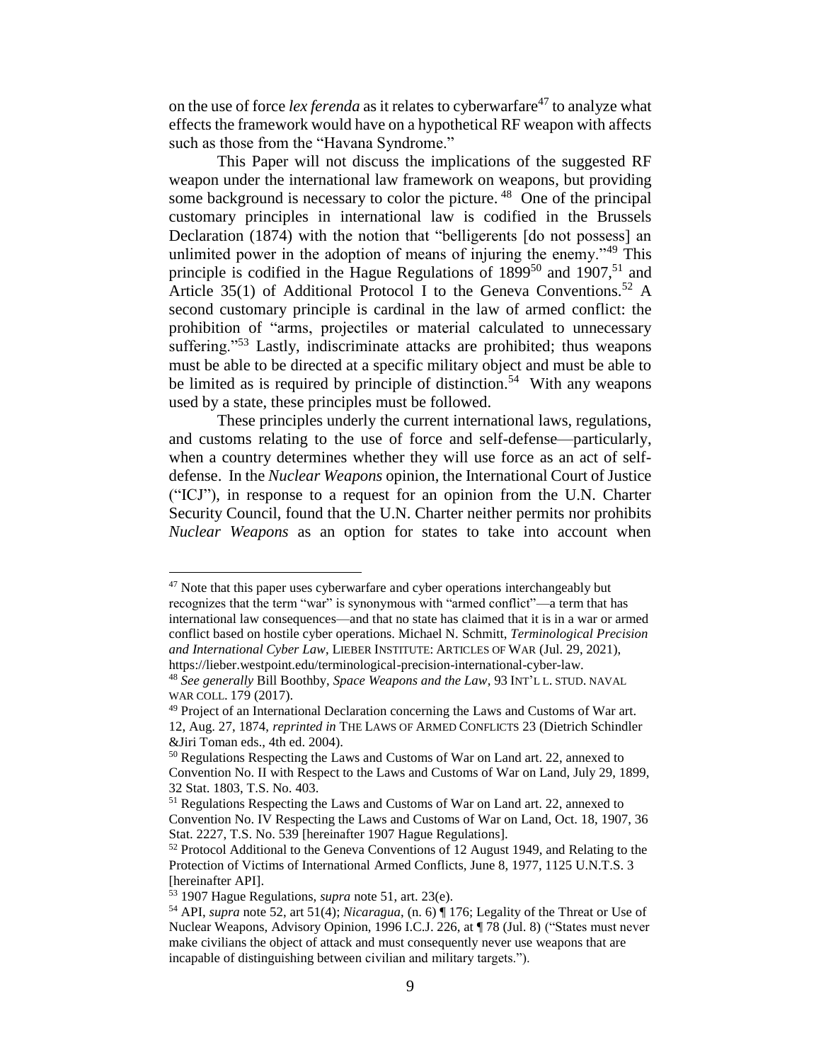on the use of force *lex ferenda* as it relates to cyberwarfare[47] to analyze what effects the framework would have on a hypothetical RF weapon with affects such as those from the "Havana Syndrome."

This Paper will not discuss the implications of the suggested RF weapon under the international law framework on weapons, but providing some background is necessary to color the picture.[48] One of the principal customary principles in international law is codified in the Brussels Declaration (1874) with the notion that "belligerents [do not possess] an unlimited power in the adoption of means of injuring the enemy."[49] This principle is codified in the Hague Regulations of 1899[50] and 1907,[51] and Article 35(1) of Additional Protocol I to the Geneva Conventions.[52] A second customary principle is cardinal in the law of armed conflict: the prohibition of "arms, projectiles or material calculated to unnecessary suffering."[53] Lastly, indiscriminate attacks are prohibited; thus weapons must be able to be directed at a specific military object and must be able to be limited as is required by principle of distinction.[54] With any weapons used by a state, these principles must be followed.

These principles underly the current international laws, regulations, and customs relating to the use of force and self-defense—particularly, when a country determines whether they will use force as an act of self-defense. In the *Nuclear Weapons* opinion, the International Court of Justice ("ICJ"), in response to a request for an opinion from the U.N. Charter Security Council, found that the U.N. Charter neither permits nor prohibits *Nuclear Weapons* as an option for states to take into account when

---

[47] Note that this paper uses cyberwarfare and cyber operations interchangeably but recognizes that the term "war" is synonymous with "armed conflict"—a term that has international law consequences—and that no state has claimed that it is in a war or armed conflict based on hostile cyber operations. Michael N. Schmitt, *Terminological Precision and International Cyber Law*, LIEBER INSTITUTE: ARTICLES OF WAR (Jul. 29, 2021), https://lieber.westpoint.edu/terminological-precision-international-cyber-law.

[48] *See generally* Bill Boothby, *Space Weapons and the Law*, 93 INT'L L. STUD. NAVAL WAR COLL. 179 (2017).

[49] Project of an International Declaration concerning the Laws and Customs of War art. 12, Aug. 27, 1874, *reprinted in* THE LAWS OF ARMED CONFLICTS 23 (Dietrich Schindler &Jiri Toman eds., 4th ed. 2004).

[50] Regulations Respecting the Laws and Customs of War on Land art. 22, annexed to Convention No. II with Respect to the Laws and Customs of War on Land, July 29, 1899, 32 Stat. 1803, T.S. No. 403.

[51] Regulations Respecting the Laws and Customs of War on Land art. 22, annexed to Convention No. IV Respecting the Laws and Customs of War on Land, Oct. 18, 1907, 36 Stat. 2227, T.S. No. 539 [hereinafter 1907 Hague Regulations].

[52] Protocol Additional to the Geneva Conventions of 12 August 1949, and Relating to the Protection of Victims of International Armed Conflicts, June 8, 1977, 1125 U.N.T.S. 3 [hereinafter API].

[53] 1907 Hague Regulations, *supra* note 51, art. 23(e).

[54] API, *supra* note 52, art 51(4); *Nicaragua*, (n. 6) ¶ 176; Legality of the Threat or Use of Nuclear Weapons, Advisory Opinion, 1996 I.C.J. 226, at ¶ 78 (Jul. 8) ("States must never make civilians the object of attack and must consequently never use weapons that are incapable of distinguishing between civilian and military targets.").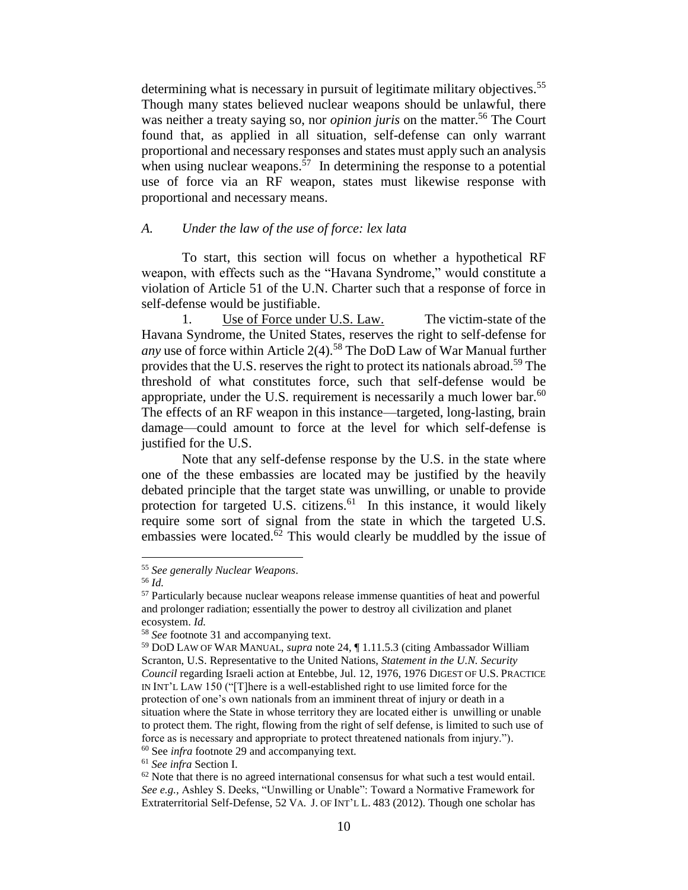determining what is necessary in pursuit of legitimate military objectives.[55] Though many states believed nuclear weapons should be unlawful, there was neither a treaty saying so, nor *opinion juris* on the matter.[56] The Court found that, as applied in all situation, self-defense can only warrant proportional and necessary responses and states must apply such an analysis when using nuclear weapons.[57] In determining the response to a potential use of force via an RF weapon, states must likewise response with proportional and necessary means.

### *A. Under the law of the use of force: lex lata*

To start, this section will focus on whether a hypothetical RF weapon, with effects such as the "Havana Syndrome," would constitute a violation of Article 51 of the U.N. Charter such that a response of force in self-defense would be justifiable.

1. Use of Force under U.S. Law. The victim-state of the Havana Syndrome, the United States, reserves the right to self-defense for *any* use of force within Article 2(4).[58] The DoD Law of War Manual further provides that the U.S. reserves the right to protect its nationals abroad.[59] The threshold of what constitutes force, such that self-defense would be appropriate, under the U.S. requirement is necessarily a much lower bar.[60] The effects of an RF weapon in this instance—targeted, long-lasting, brain damage—could amount to force at the level for which self-defense is justified for the U.S.

Note that any self-defense response by the U.S. in the state where one of the these embassies are located may be justified by the heavily debated principle that the target state was unwilling, or unable to provide protection for targeted U.S. citizens.[61] In this instance, it would likely require some sort of signal from the state in which the targeted U.S. embassies were located.[62] This would clearly be muddled by the issue of

---

[55] *See generally Nuclear Weapons*.

[56] *Id.*

[57] Particularly because nuclear weapons release immense quantities of heat and powerful and prolonger radiation; essentially the power to destroy all civilization and planet ecosystem. *Id.*

[58] *See* footnote 31 and accompanying text.

[59] DoD LAW OF WAR MANUAL, *supra* note 24, ¶ 1.11.5.3 (citing Ambassador William Scranton, U.S. Representative to the United Nations, *Statement in the U.N. Security Council* regarding Israeli action at Entebbe, Jul. 12, 1976, 1976 DIGEST OF U.S. PRACTICE IN INT'L LAW 150 ("[T]here is a well-established right to use limited force for the protection of one's own nationals from an imminent threat of injury or death in a situation where the State in whose territory they are located either is unwilling or unable to protect them. The right, flowing from the right of self defense, is limited to such use of force as is necessary and appropriate to protect threatened nationals from injury.").

[60] See *infra* footnote 29 and accompanying text.

[61] *See infra* Section I.

[62] Note that there is no agreed international consensus for what such a test would entail. *See e.g.*, Ashley S. Deeks, "Unwilling or Unable": Toward a Normative Framework for Extraterritorial Self-Defense, 52 VA. J. OF INT'L L. 483 (2012). Though one scholar has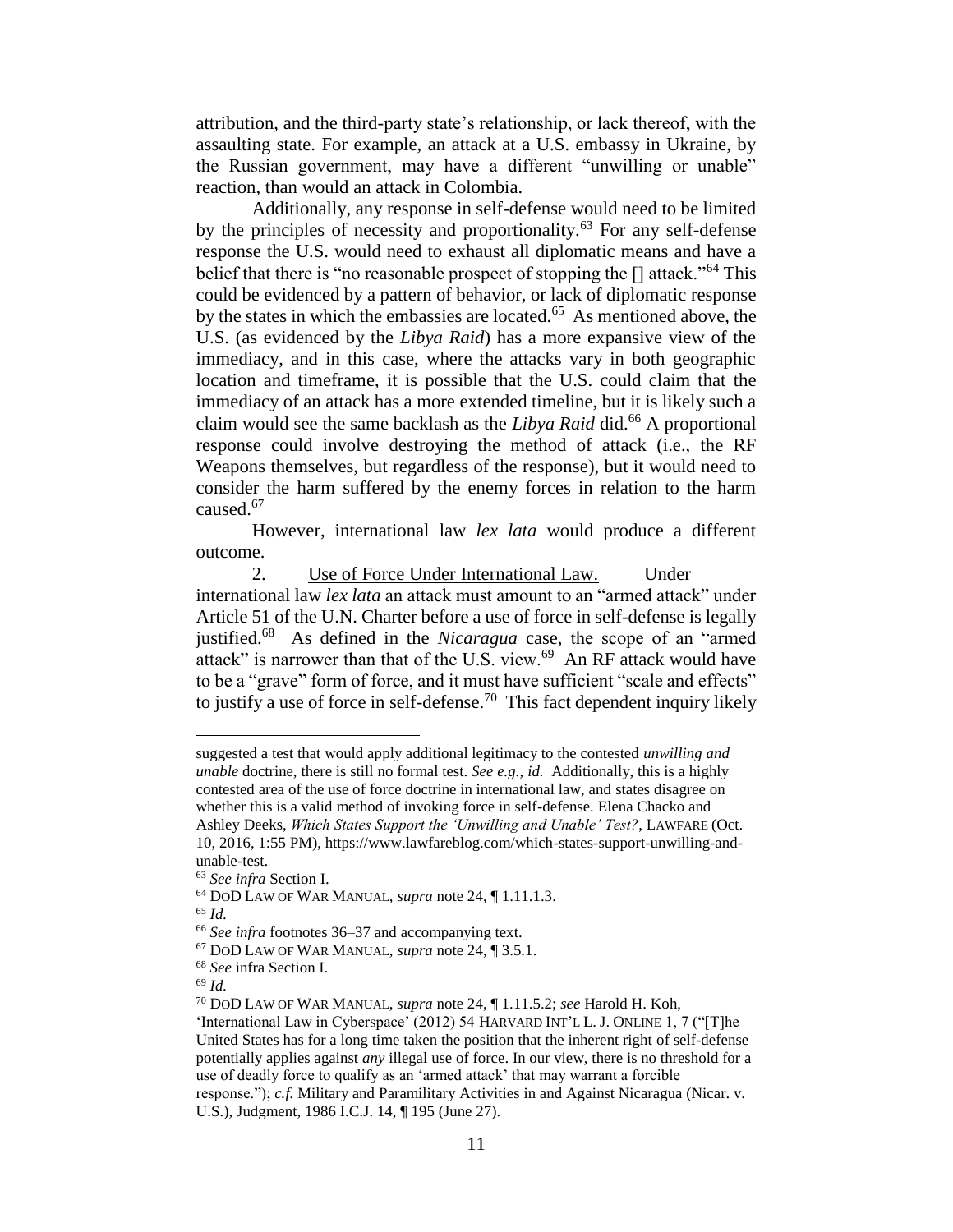attribution, and the third-party state's relationship, or lack thereof, with the assaulting state. For example, an attack at a U.S. embassy in Ukraine, by the Russian government, may have a different "unwilling or unable" reaction, than would an attack in Colombia.

Additionally, any response in self-defense would need to be limited by the principles of necessity and proportionality.[63] For any self-defense response the U.S. would need to exhaust all diplomatic means and have a belief that there is "no reasonable prospect of stopping the [] attack."[64] This could be evidenced by a pattern of behavior, or lack of diplomatic response by the states in which the embassies are located.[65] As mentioned above, the U.S. (as evidenced by the *Libya Raid*) has a more expansive view of the immediacy, and in this case, where the attacks vary in both geographic location and timeframe, it is possible that the U.S. could claim that the immediacy of an attack has a more extended timeline, but it is likely such a claim would see the same backlash as the *Libya Raid* did.[66] A proportional response could involve destroying the method of attack (i.e., the RF Weapons themselves, but regardless of the response), but it would need to consider the harm suffered by the enemy forces in relation to the harm caused.[67]

However, international law *lex lata* would produce a different outcome.

2. Use of Force Under International Law. Under international law *lex lata* an attack must amount to an "armed attack" under Article 51 of the U.N. Charter before a use of force in self-defense is legally justified.[68] As defined in the *Nicaragua* case, the scope of an "armed attack" is narrower than that of the U.S. view.[69] An RF attack would have to be a "grave" form of force, and it must have sufficient "scale and effects" to justify a use of force in self-defense.[70] This fact dependent inquiry likely

---

suggested a test that would apply additional legitimacy to the contested *unwilling and unable* doctrine, there is still no formal test. *See e.g., id.* Additionally, this is a highly contested area of the use of force doctrine in international law, and states disagree on whether this is a valid method of invoking force in self-defense. Elena Chacko and Ashley Deeks, *Which States Support the 'Unwilling and Unable' Test?*, LAWFARE (Oct. 10, 2016, 1:55 PM), https://www.lawfareblog.com/which-states-support-unwilling-and-unable-test.

[63] *See infra* Section I.

[64] DOD LAW OF WAR MANUAL, *supra* note 24, ¶ 1.11.1.3.

[65] *Id.*

[66] *See infra* footnotes 36–37 and accompanying text.

[67] DOD LAW OF WAR MANUAL, *supra* note 24, ¶ 3.5.1.

[68] *See* infra Section I.

[69] *Id.*

[70] DOD LAW OF WAR MANUAL, *supra* note 24, ¶ 1.11.5.2; *see* Harold H. Koh, 'International Law in Cyberspace' (2012) 54 HARVARD INT'L L. J. ONLINE 1, 7 ("[T]he United States has for a long time taken the position that the inherent right of self-defense potentially applies against *any* illegal use of force. In our view, there is no threshold for a use of deadly force to qualify as an 'armed attack' that may warrant a forcible response."); *c.f.* Military and Paramilitary Activities in and Against Nicaragua (Nicar. v. U.S.), Judgment, 1986 I.C.J. 14, ¶ 195 (June 27).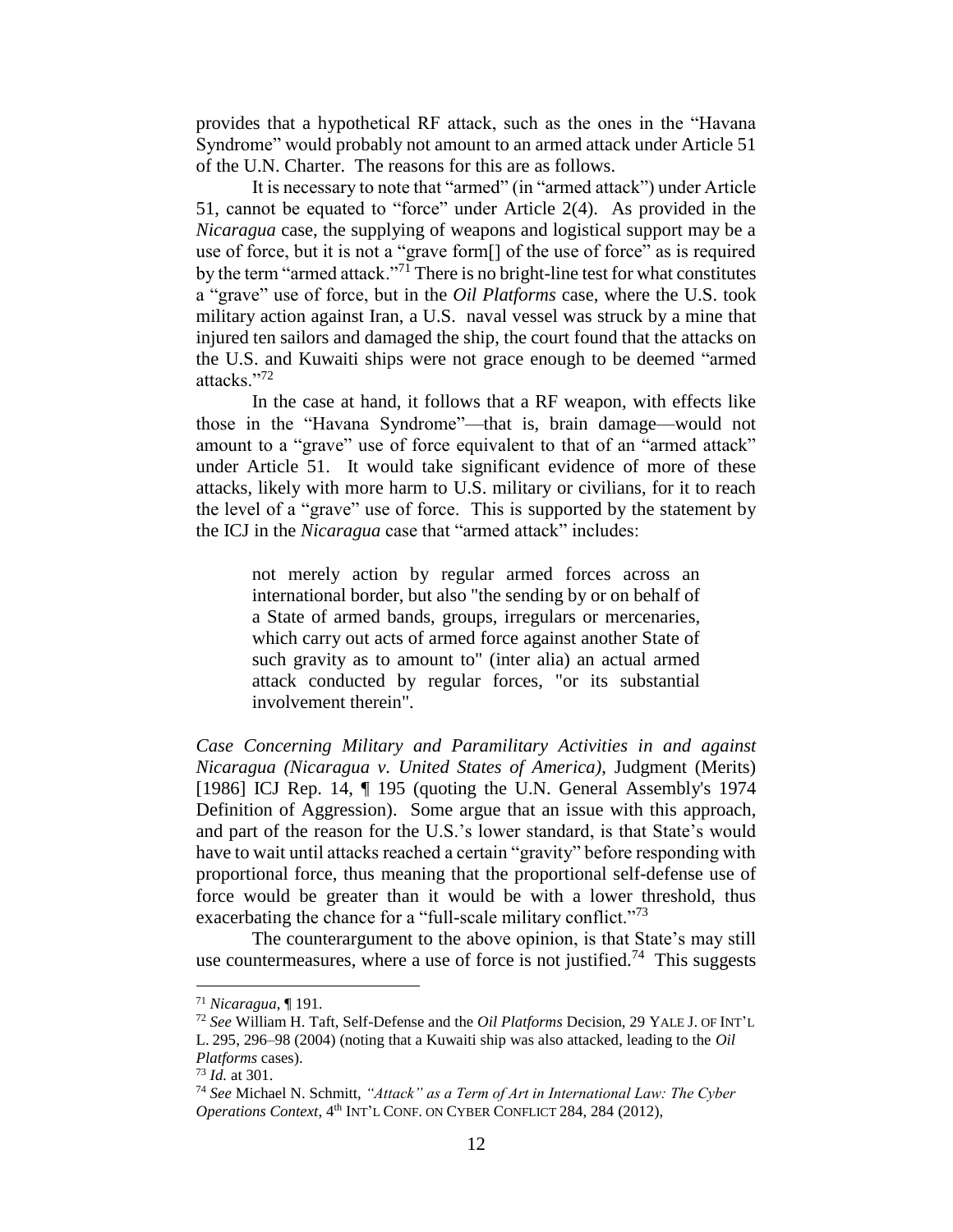provides that a hypothetical RF attack, such as the ones in the "Havana Syndrome" would probably not amount to an armed attack under Article 51 of the U.N. Charter. The reasons for this are as follows.

It is necessary to note that "armed" (in "armed attack") under Article 51, cannot be equated to "force" under Article 2(4). As provided in the *Nicaragua* case, the supplying of weapons and logistical support may be a use of force, but it is not a "grave form[] of the use of force" as is required by the term "armed attack."[71] There is no bright-line test for what constitutes a "grave" use of force, but in the *Oil Platforms* case, where the U.S. took military action against Iran, a U.S. naval vessel was struck by a mine that injured ten sailors and damaged the ship, the court found that the attacks on the U.S. and Kuwaiti ships were not grace enough to be deemed "armed attacks."[72]

In the case at hand, it follows that a RF weapon, with effects like those in the "Havana Syndrome"—that is, brain damage—would not amount to a "grave" use of force equivalent to that of an "armed attack" under Article 51. It would take significant evidence of more of these attacks, likely with more harm to U.S. military or civilians, for it to reach the level of a "grave" use of force. This is supported by the statement by the ICJ in the *Nicaragua* case that "armed attack" includes:

> not merely action by regular armed forces across an international border, but also "the sending by or on behalf of a State of armed bands, groups, irregulars or mercenaries, which carry out acts of armed force against another State of such gravity as to amount to" (inter alia) an actual armed attack conducted by regular forces, "or its substantial involvement therein".

*Case Concerning Military and Paramilitary Activities in and against Nicaragua (Nicaragua v. United States of America)*, Judgment (Merits) [1986] ICJ Rep. 14, ¶ 195 (quoting the U.N. General Assembly's 1974 Definition of Aggression). Some argue that an issue with this approach, and part of the reason for the U.S.'s lower standard, is that State's would have to wait until attacks reached a certain "gravity" before responding with proportional force, thus meaning that the proportional self-defense use of force would be greater than it would be with a lower threshold, thus exacerbating the chance for a "full-scale military conflict."[73]

The counterargument to the above opinion, is that State's may still use countermeasures, where a use of force is not justified.[74] This suggests

---

[71] *Nicaragua*, ¶ 191.

[72] *See* William H. Taft, Self-Defense and the *Oil Platforms* Decision, 29 YALE J. OF INT'L L. 295, 296–98 (2004) (noting that a Kuwaiti ship was also attacked, leading to the *Oil Platforms* cases).

[73] *Id.* at 301.

[74] *See* Michael N. Schmitt, *"Attack" as a Term of Art in International Law: The Cyber Operations Context*, 4th INT'L CONF. ON CYBER CONFLICT 284, 284 (2012),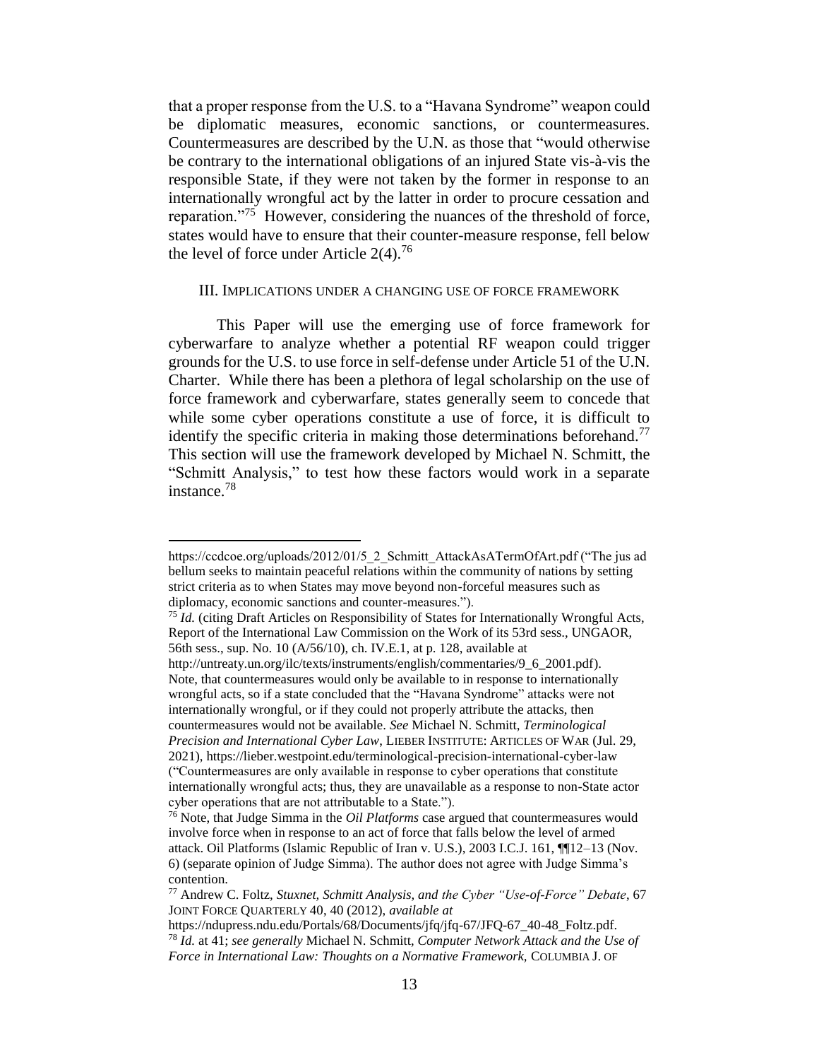that a proper response from the U.S. to a "Havana Syndrome" weapon could be diplomatic measures, economic sanctions, or countermeasures. Countermeasures are described by the U.N. as those that "would otherwise be contrary to the international obligations of an injured State vis-à-vis the responsible State, if they were not taken by the former in response to an internationally wrongful act by the latter in order to procure cessation and reparation."[75] However, considering the nuances of the threshold of force, states would have to ensure that their counter-measure response, fell below the level of force under Article 2(4).[76]

## III. Implications under a changing use of force framework

This Paper will use the emerging use of force framework for cyberwarfare to analyze whether a potential RF weapon could trigger grounds for the U.S. to use force in self-defense under Article 51 of the U.N. Charter. While there has been a plethora of legal scholarship on the use of force framework and cyberwarfare, states generally seem to concede that while some cyber operations constitute a use of force, it is difficult to identify the specific criteria in making those determinations beforehand.[77] This section will use the framework developed by Michael N. Schmitt, the "Schmitt Analysis," to test how these factors would work in a separate instance.[78]

---

https://ccdcoe.org/uploads/2012/01/5_2_Schmitt_AttackAsATermOfArt.pdf ("The jus ad bellum seeks to maintain peaceful relations within the community of nations by setting strict criteria as to when States may move beyond non-forceful measures such as diplomacy, economic sanctions and counter-measures.").

[75] *Id.* (citing Draft Articles on Responsibility of States for Internationally Wrongful Acts, Report of the International Law Commission on the Work of its 53rd sess., UNGAOR, 56th sess., sup. No. 10 (A/56/10), ch. IV.E.1, at p. 128, available at http://untreaty.un.org/ilc/texts/instruments/english/commentaries/9_6_2001.pdf). Note, that countermeasures would only be available to in response to internationally wrongful acts, so if a state concluded that the "Havana Syndrome" attacks were not internationally wrongful, or if they could not properly attribute the attacks, then countermeasures would not be available. *See* Michael N. Schmitt, *Terminological Precision and International Cyber Law*, LIEBER INSTITUTE: ARTICLES OF WAR (Jul. 29, 2021), https://lieber.westpoint.edu/terminological-precision-international-cyber-law ("Countermeasures are only available in response to cyber operations that constitute internationally wrongful acts; thus, they are unavailable as a response to non-State actor cyber operations that are not attributable to a State.").

[76] Note, that Judge Simma in the *Oil Platforms* case argued that countermeasures would involve force when in response to an act of force that falls below the level of armed attack. Oil Platforms (Islamic Republic of Iran v. U.S.), 2003 I.C.J. 161, ¶¶12–13 (Nov. 6) (separate opinion of Judge Simma). The author does not agree with Judge Simma's contention.

[77] Andrew C. Foltz, *Stuxnet, Schmitt Analysis, and the Cyber "Use-of-Force" Debate*, 67 JOINT FORCE QUARTERLY 40, 40 (2012), *available at* https://ndupress.ndu.edu/Portals/68/Documents/jfq/jfq-67/JFQ-67_40-48_Foltz.pdf.

[78] *Id.* at 41; *see generally* Michael N. Schmitt, *Computer Network Attack and the Use of Force in International Law: Thoughts on a Normative Framework*, COLUMBIA J. OF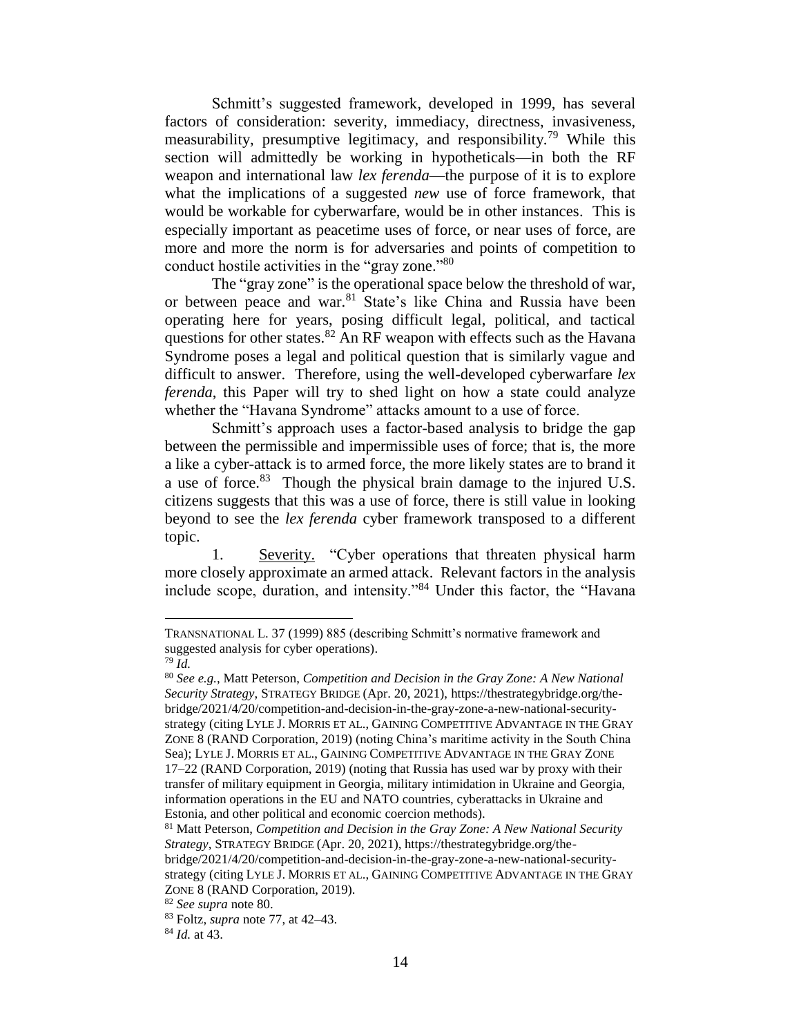Schmitt's suggested framework, developed in 1999, has several factors of consideration: severity, immediacy, directness, invasiveness, measurability, presumptive legitimacy, and responsibility.[79] While this section will admittedly be working in hypotheticals—in both the RF weapon and international law *lex ferenda*—the purpose of it is to explore what the implications of a suggested *new* use of force framework, that would be workable for cyberwarfare, would be in other instances. This is especially important as peacetime uses of force, or near uses of force, are more and more the norm is for adversaries and points of competition to conduct hostile activities in the "gray zone."[80]

The "gray zone" is the operational space below the threshold of war, or between peace and war.[81] State's like China and Russia have been operating here for years, posing difficult legal, political, and tactical questions for other states.[82] An RF weapon with effects such as the Havana Syndrome poses a legal and political question that is similarly vague and difficult to answer. Therefore, using the well-developed cyberwarfare *lex ferenda*, this Paper will try to shed light on how a state could analyze whether the "Havana Syndrome" attacks amount to a use of force.

Schmitt's approach uses a factor-based analysis to bridge the gap between the permissible and impermissible uses of force; that is, the more a like a cyber-attack is to armed force, the more likely states are to brand it a use of force.[83] Though the physical brain damage to the injured U.S. citizens suggests that this was a use of force, there is still value in looking beyond to see the *lex ferenda* cyber framework transposed to a different topic.

1. <u>Severity.</u> "Cyber operations that threaten physical harm more closely approximate an armed attack. Relevant factors in the analysis include scope, duration, and intensity."[84] Under this factor, the "Havana

---

TRANSNATIONAL L. 37 (1999) 885 (describing Schmitt's normative framework and suggested analysis for cyber operations).

[79] *Id.*

[80] *See e.g.*, Matt Peterson, *Competition and Decision in the Gray Zone: A New National Security Strategy*, STRATEGY BRIDGE (Apr. 20, 2021), https://thestrategybridge.org/the-bridge/2021/4/20/competition-and-decision-in-the-gray-zone-a-new-national-security-strategy (citing LYLE J. MORRIS ET AL., GAINING COMPETITIVE ADVANTAGE IN THE GRAY ZONE 8 (RAND Corporation, 2019) (noting China's maritime activity in the South China Sea); LYLE J. MORRIS ET AL., GAINING COMPETITIVE ADVANTAGE IN THE GRAY ZONE 17–22 (RAND Corporation, 2019) (noting that Russia has used war by proxy with their transfer of military equipment in Georgia, military intimidation in Ukraine and Georgia, information operations in the EU and NATO countries, cyberattacks in Ukraine and Estonia, and other political and economic coercion methods).

[81] Matt Peterson, *Competition and Decision in the Gray Zone: A New National Security Strategy*, STRATEGY BRIDGE (Apr. 20, 2021), https://thestrategybridge.org/the-bridge/2021/4/20/competition-and-decision-in-the-gray-zone-a-new-national-security-strategy (citing LYLE J. MORRIS ET AL., GAINING COMPETITIVE ADVANTAGE IN THE GRAY ZONE 8 (RAND Corporation, 2019).

[82] *See supra* note 80.

[83] Foltz, *supra* note 77, at 42–43.

[84] *Id.* at 43.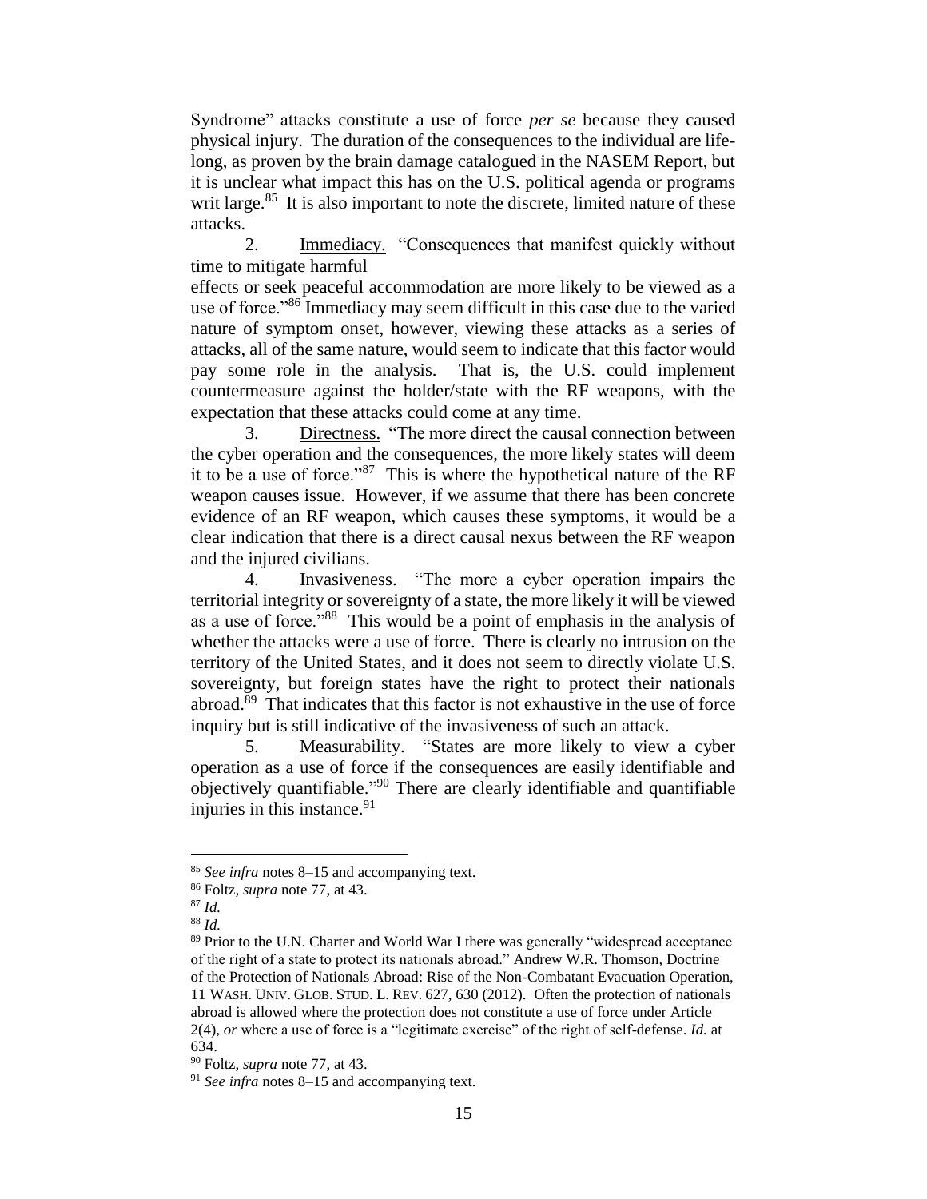Syndrome" attacks constitute a use of force *per se* because they caused physical injury. The duration of the consequences to the individual are life-long, as proven by the brain damage catalogued in the NASEM Report, but it is unclear what impact this has on the U.S. political agenda or programs writ large.[85] It is also important to note the discrete, limited nature of these attacks.

2. Immediacy. "Consequences that manifest quickly without time to mitigate harmful effects or seek peaceful accommodation are more likely to be viewed as a use of force."[86] Immediacy may seem difficult in this case due to the varied nature of symptom onset, however, viewing these attacks as a series of attacks, all of the same nature, would seem to indicate that this factor would pay some role in the analysis. That is, the U.S. could implement countermeasure against the holder/state with the RF weapons, with the expectation that these attacks could come at any time.

3. Directness. "The more direct the causal connection between the cyber operation and the consequences, the more likely states will deem it to be a use of force."[87] This is where the hypothetical nature of the RF weapon causes issue. However, if we assume that there has been concrete evidence of an RF weapon, which causes these symptoms, it would be a clear indication that there is a direct causal nexus between the RF weapon and the injured civilians.

4. Invasiveness. "The more a cyber operation impairs the territorial integrity or sovereignty of a state, the more likely it will be viewed as a use of force."[88] This would be a point of emphasis in the analysis of whether the attacks were a use of force. There is clearly no intrusion on the territory of the United States, and it does not seem to directly violate U.S. sovereignty, but foreign states have the right to protect their nationals abroad.[89] That indicates that this factor is not exhaustive in the use of force inquiry but is still indicative of the invasiveness of such an attack.

5. Measurability. "States are more likely to view a cyber operation as a use of force if the consequences are easily identifiable and objectively quantifiable."[90] There are clearly identifiable and quantifiable injuries in this instance.[91]

---

[85] *See infra* notes 8–15 and accompanying text.

[86] Foltz, *supra* note 77, at 43.

[87] *Id.*

[88] *Id.*

[89] Prior to the U.N. Charter and World War I there was generally "widespread acceptance of the right of a state to protect its nationals abroad." Andrew W.R. Thomson, Doctrine of the Protection of Nationals Abroad: Rise of the Non-Combatant Evacuation Operation, 11 WASH. UNIV. GLOB. STUD. L. REV. 627, 630 (2012). Often the protection of nationals abroad is allowed where the protection does not constitute a use of force under Article 2(4), *or* where a use of force is a "legitimate exercise" of the right of self-defense. *Id.* at 634.

[90] Foltz, *supra* note 77, at 43.

[91] *See infra* notes 8–15 and accompanying text.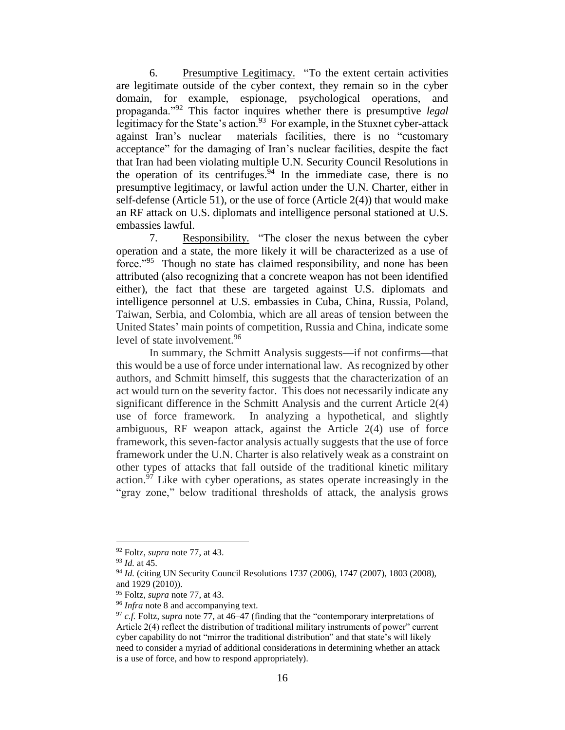6. Presumptive Legitimacy. "To the extent certain activities are legitimate outside of the cyber context, they remain so in the cyber domain, for example, espionage, psychological operations, and propaganda."[92] This factor inquires whether there is presumptive *legal* legitimacy for the State's action.[93] For example, in the Stuxnet cyber-attack against Iran's nuclear materials facilities, there is no "customary acceptance" for the damaging of Iran's nuclear facilities, despite the fact that Iran had been violating multiple U.N. Security Council Resolutions in the operation of its centrifuges.[94] In the immediate case, there is no presumptive legitimacy, or lawful action under the U.N. Charter, either in self-defense (Article 51), or the use of force (Article 2(4)) that would make an RF attack on U.S. diplomats and intelligence personal stationed at U.S. embassies lawful.

7. Responsibility. "The closer the nexus between the cyber operation and a state, the more likely it will be characterized as a use of force."[95] Though no state has claimed responsibility, and none has been attributed (also recognizing that a concrete weapon has not been identified either), the fact that these are targeted against U.S. diplomats and intelligence personnel at U.S. embassies in Cuba, China, Russia, Poland, Taiwan, Serbia, and Colombia, which are all areas of tension between the United States' main points of competition, Russia and China, indicate some level of state involvement.[96]

In summary, the Schmitt Analysis suggests—if not confirms—that this would be a use of force under international law. As recognized by other authors, and Schmitt himself, this suggests that the characterization of an act would turn on the severity factor. This does not necessarily indicate any significant difference in the Schmitt Analysis and the current Article 2(4) use of force framework. In analyzing a hypothetical, and slightly ambiguous, RF weapon attack, against the Article 2(4) use of force framework, this seven-factor analysis actually suggests that the use of force framework under the U.N. Charter is also relatively weak as a constraint on other types of attacks that fall outside of the traditional kinetic military action.[97] Like with cyber operations, as states operate increasingly in the "gray zone," below traditional thresholds of attack, the analysis grows

---

[92] Foltz, *supra* note 77, at 43.

[93] *Id.* at 45.

[94] *Id.* (citing UN Security Council Resolutions 1737 (2006), 1747 (2007), 1803 (2008), and 1929 (2010)).

[95] Foltz, *supra* note 77, at 43.

[96] *Infra* note 8 and accompanying text.

[97] *c.f.* Foltz, *supra* note 77, at 46–47 (finding that the "contemporary interpretations of Article 2(4) reflect the distribution of traditional military instruments of power" current cyber capability do not "mirror the traditional distribution" and that state's will likely need to consider a myriad of additional considerations in determining whether an attack is a use of force, and how to respond appropriately).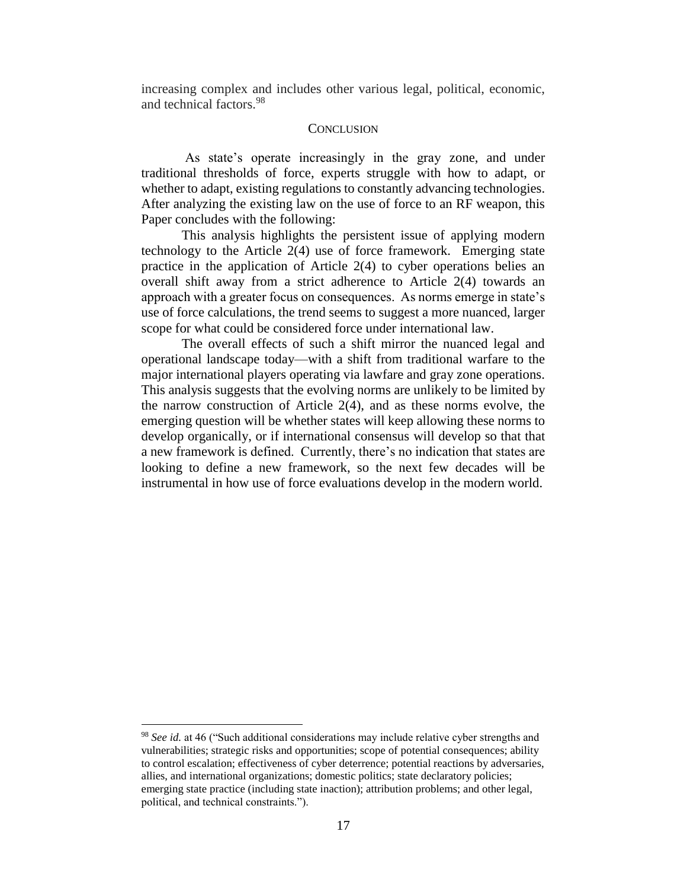increasing complex and includes other various legal, political, economic, and technical factors.[98]

## CONCLUSION

As state's operate increasingly in the gray zone, and under traditional thresholds of force, experts struggle with how to adapt, or whether to adapt, existing regulations to constantly advancing technologies. After analyzing the existing law on the use of force to an RF weapon, this Paper concludes with the following:

This analysis highlights the persistent issue of applying modern technology to the Article 2(4) use of force framework. Emerging state practice in the application of Article 2(4) to cyber operations belies an overall shift away from a strict adherence to Article 2(4) towards an approach with a greater focus on consequences. As norms emerge in state's use of force calculations, the trend seems to suggest a more nuanced, larger scope for what could be considered force under international law.

The overall effects of such a shift mirror the nuanced legal and operational landscape today—with a shift from traditional warfare to the major international players operating via lawfare and gray zone operations. This analysis suggests that the evolving norms are unlikely to be limited by the narrow construction of Article 2(4), and as these norms evolve, the emerging question will be whether states will keep allowing these norms to develop organically, or if international consensus will develop so that that a new framework is defined. Currently, there's no indication that states are looking to define a new framework, so the next few decades will be instrumental in how use of force evaluations develop in the modern world.

---

[98] *See id.* at 46 ("Such additional considerations may include relative cyber strengths and vulnerabilities; strategic risks and opportunities; scope of potential consequences; ability to control escalation; effectiveness of cyber deterrence; potential reactions by adversaries, allies, and international organizations; domestic politics; state declaratory policies; emerging state practice (including state inaction); attribution problems; and other legal, political, and technical constraints.").